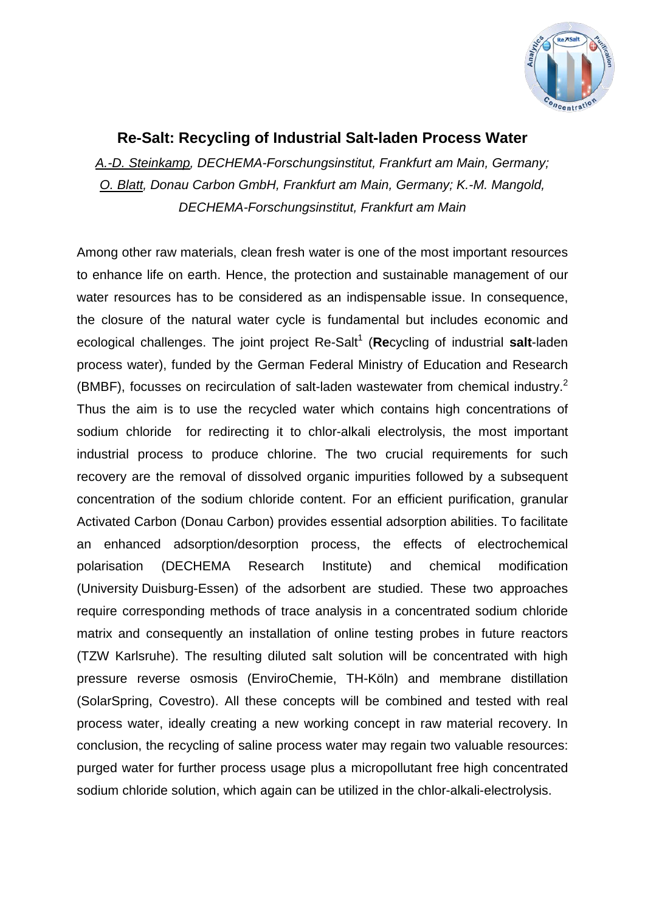# Re-Salt: Recycling of Industrial Salt-laden Process Water

*A.-D. Steinkamp, DECHEMA-Forschungsinstitut, Frankfurt am Main, Germany; O. Blatt, Donau Carbon GmbH, Frankfurt am Main, Germany; K.-M. Mangold, DECHEMA-Forschungsinstitut, Frankfurt am Main*

Among other raw materials, clean fresh water is one of the most important resources to enhance life on earth. Hence, the protection and sustainable management of our water resources has to be considered as an indispensable issue. In consequence, the closure of the natural water cycle is fundamental but includes economic and ecological challenges. The joint project Re-Salt[1] (**Re**cycling of industrial **salt**-laden process water), funded by the German Federal Ministry of Education and Research (BMBF), focusses on recirculation of salt-laden wastewater from chemical industry.[2] Thus the aim is to use the recycled water which contains high concentrations of sodium chloride for redirecting it to chlor-alkali electrolysis, the most important industrial process to produce chlorine. The two crucial requirements for such recovery are the removal of dissolved organic impurities followed by a subsequent concentration of the sodium chloride content. For an efficient purification, granular Activated Carbon (Donau Carbon) provides essential adsorption abilities. To facilitate an enhanced adsorption/desorption process, the effects of electrochemical polarisation (DECHEMA Research Institute) and chemical modification (University Duisburg-Essen) of the adsorbent are studied. These two approaches require corresponding methods of trace analysis in a concentrated sodium chloride matrix and consequently an installation of online testing probes in future reactors (TZW Karlsruhe). The resulting diluted salt solution will be concentrated with high pressure reverse osmosis (EnviroChemie, TH-Köln) and membrane distillation (SolarSpring, Covestro). All these concepts will be combined and tested with real process water, ideally creating a new working concept in raw material recovery. In conclusion, the recycling of saline process water may regain two valuable resources: purged water for further process usage plus a micropollutant free high concentrated sodium chloride solution, which again can be utilized in the chlor-alkali-electrolysis.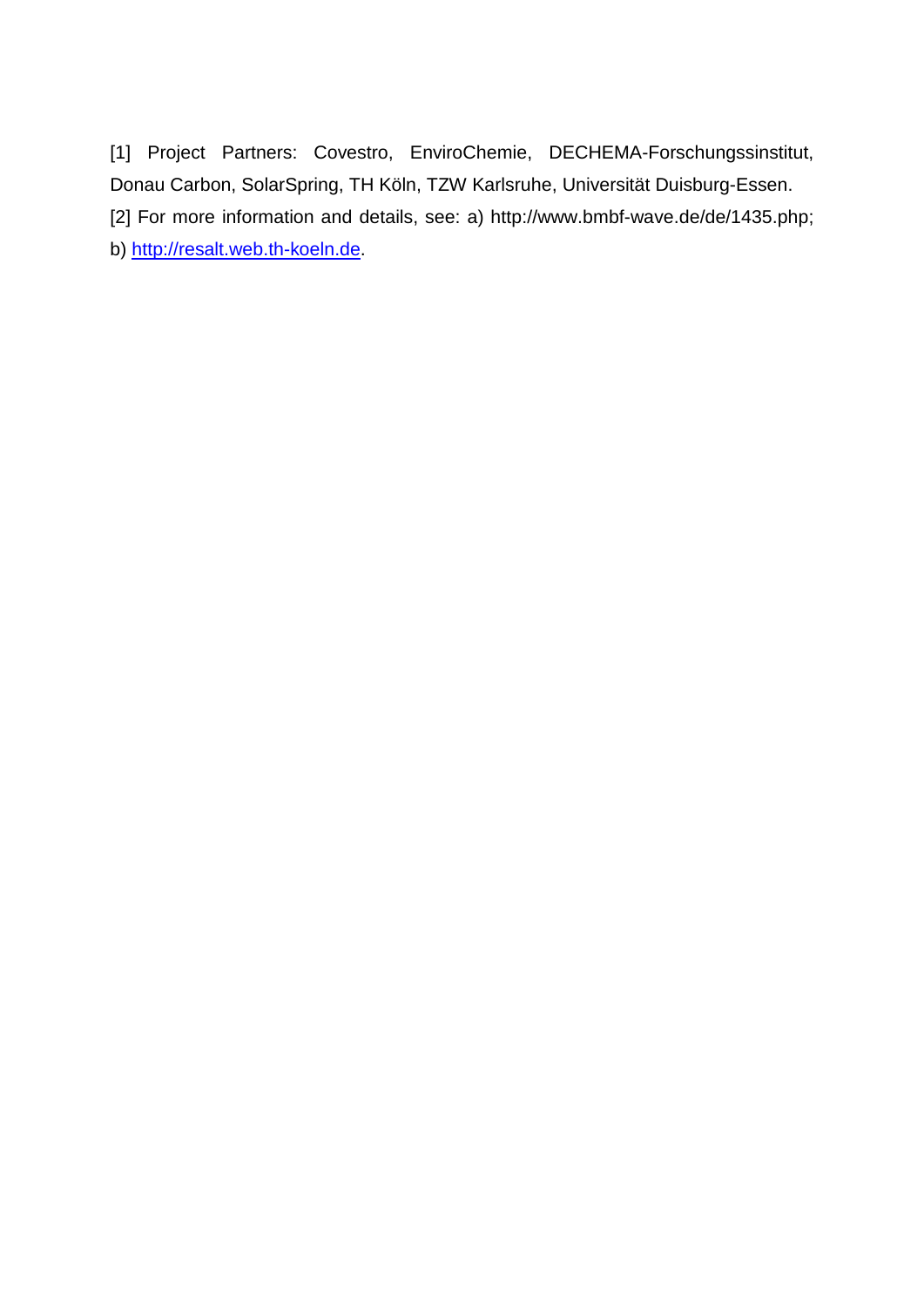[1] Project Partners: Covestro, EnviroChemie, DECHEMA-Forschungssinstitut, Donau Carbon, SolarSpring, TH Köln, TZW Karlsruhe, Universität Duisburg-Essen.

[2] For more information and details, see: a) http://www.bmbf-wave.de/de/1435.php; b) http://resalt.web.th-koeln.de.